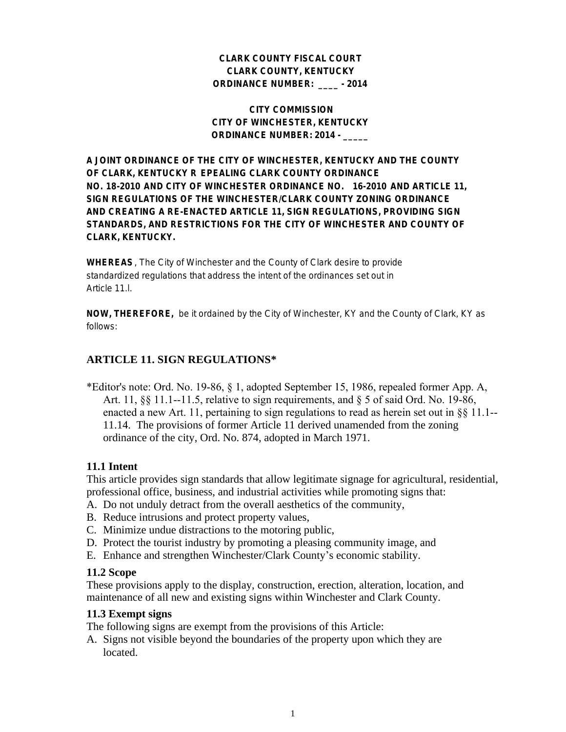**CLARK COUNTY FISCAL COURT**
**CLARK COUNTY, KENTUCKY**
**ORDINANCE NUMBER: ____ - 2014**

**CITY COMMISSION**
**CITY OF WINCHESTER, KENTUCKY**
**ORDINANCE NUMBER: 2014 - _____**

**A JOINT ORDINANCE OF THE CITY OF WINCHESTER, KENTUCKY AND THE COUNTY OF CLARK, KENTUCKY R EPEALING CLARK COUNTY ORDINANCE NO. 18-2010 AND CITY OF WINCHESTER ORDINANCE NO. 16-2010 AND ARTICLE 11, SIGN REGULATIONS OF THE WINCHESTER/CLARK COUNTY ZONING ORDINANCE AND CREATING A RE-ENACTED ARTICLE 11, SIGN REGULATIONS, PROVIDING SIGN STANDARDS, AND RESTRICTIONS FOR THE CITY OF WINCHESTER AND COUNTY OF CLARK, KENTUCKY.**

**WHEREAS**, The City of Winchester and the County of Clark desire to provide standardized regulations that address the intent of the ordinances set out in Article 11.l.

**NOW, THEREFORE,** be it ordained by the City of Winchester, KY and the County of Clark, KY as follows:

## ARTICLE 11. SIGN REGULATIONS*

*Editor's note: Ord. No. 19-86, § 1, adopted September 15, 1986, repealed former App. A, Art. 11, §§ 11.1--11.5, relative to sign requirements, and § 5 of said Ord. No. 19-86, enacted a new Art. 11, pertaining to sign regulations to read as herein set out in §§ 11.1--11.14. The provisions of former Article 11 derived unamended from the zoning ordinance of the city, Ord. No. 874, adopted in March 1971.

### 11.1 Intent

This article provides sign standards that allow legitimate signage for agricultural, residential, professional office, business, and industrial activities while promoting signs that:

A. Do not unduly detract from the overall aesthetics of the community,
B. Reduce intrusions and protect property values,
C. Minimize undue distractions to the motoring public,
D. Protect the tourist industry by promoting a pleasing community image, and
E. Enhance and strengthen Winchester/Clark County's economic stability.

### 11.2 Scope

These provisions apply to the display, construction, erection, alteration, location, and maintenance of all new and existing signs within Winchester and Clark County.

### 11.3 Exempt signs

The following signs are exempt from the provisions of this Article:

A. Signs not visible beyond the boundaries of the property upon which they are located.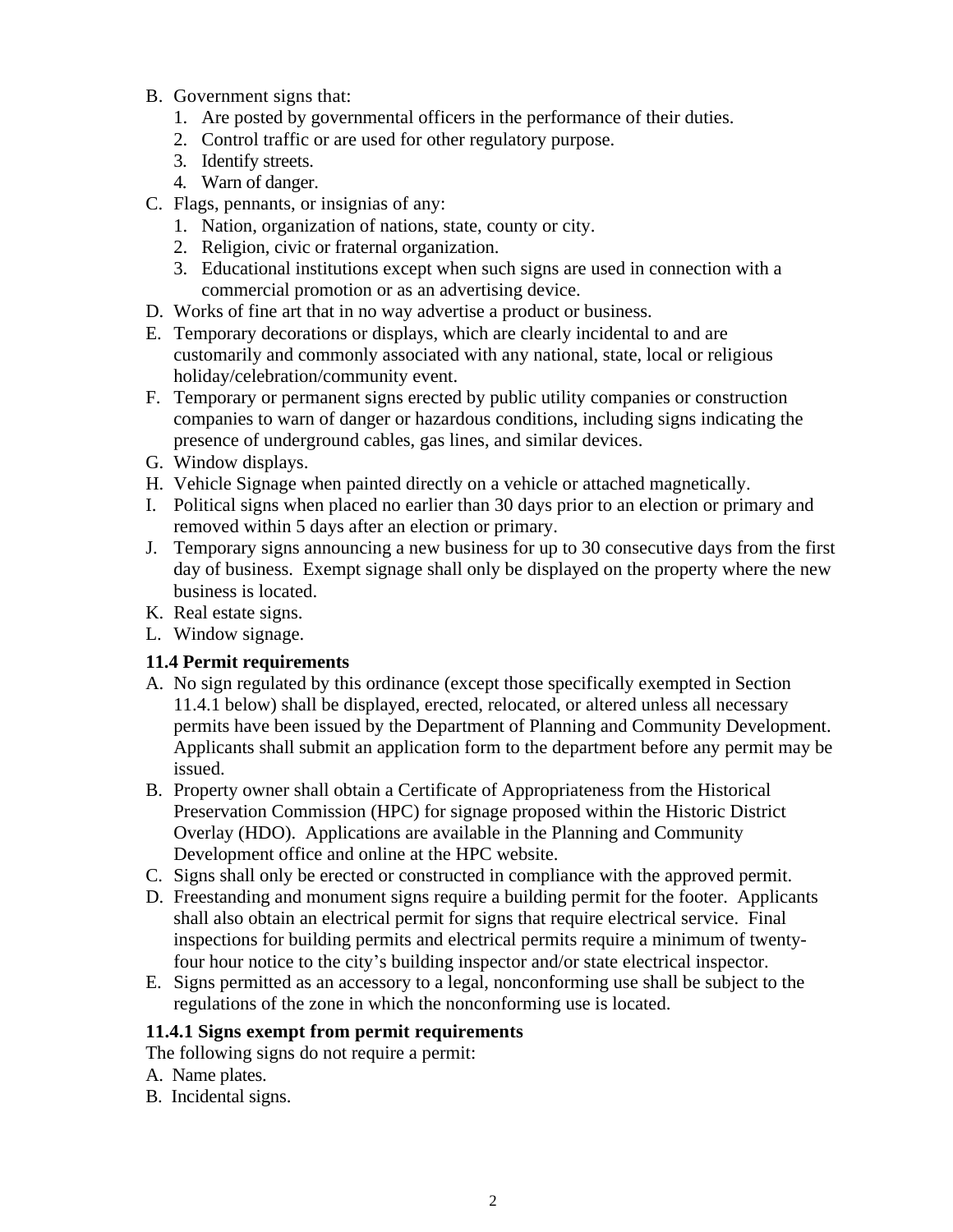B. Government signs that:
   1. Are posted by governmental officers in the performance of their duties.
   2. Control traffic or are used for other regulatory purpose.
   3. Identify streets.
   4. Warn of danger.
C. Flags, pennants, or insignias of any:
   1. Nation, organization of nations, state, county or city.
   2. Religion, civic or fraternal organization.
   3. Educational institutions except when such signs are used in connection with a commercial promotion or as an advertising device.
D. Works of fine art that in no way advertise a product or business.
E. Temporary decorations or displays, which are clearly incidental to and are customarily and commonly associated with any national, state, local or religious holiday/celebration/community event.
F. Temporary or permanent signs erected by public utility companies or construction companies to warn of danger or hazardous conditions, including signs indicating the presence of underground cables, gas lines, and similar devices.
G. Window displays.
H. Vehicle Signage when painted directly on a vehicle or attached magnetically.
I. Political signs when placed no earlier than 30 days prior to an election or primary and removed within 5 days after an election or primary.
J. Temporary signs announcing a new business for up to 30 consecutive days from the first day of business. Exempt signage shall only be displayed on the property where the new business is located.
K. Real estate signs.
L. Window signage.

### 11.4 Permit requirements

A. No sign regulated by this ordinance (except those specifically exempted in Section 11.4.1 below) shall be displayed, erected, relocated, or altered unless all necessary permits have been issued by the Department of Planning and Community Development. Applicants shall submit an application form to the department before any permit may be issued.
B. Property owner shall obtain a Certificate of Appropriateness from the Historical Preservation Commission (HPC) for signage proposed within the Historic District Overlay (HDO). Applications are available in the Planning and Community Development office and online at the HPC website.
C. Signs shall only be erected or constructed in compliance with the approved permit.
D. Freestanding and monument signs require a building permit for the footer. Applicants shall also obtain an electrical permit for signs that require electrical service. Final inspections for building permits and electrical permits require a minimum of twenty-four hour notice to the city's building inspector and/or state electrical inspector.
E. Signs permitted as an accessory to a legal, nonconforming use shall be subject to the regulations of the zone in which the nonconforming use is located.

### 11.4.1 Signs exempt from permit requirements

The following signs do not require a permit:

A. Name plates.
B. Incidental signs.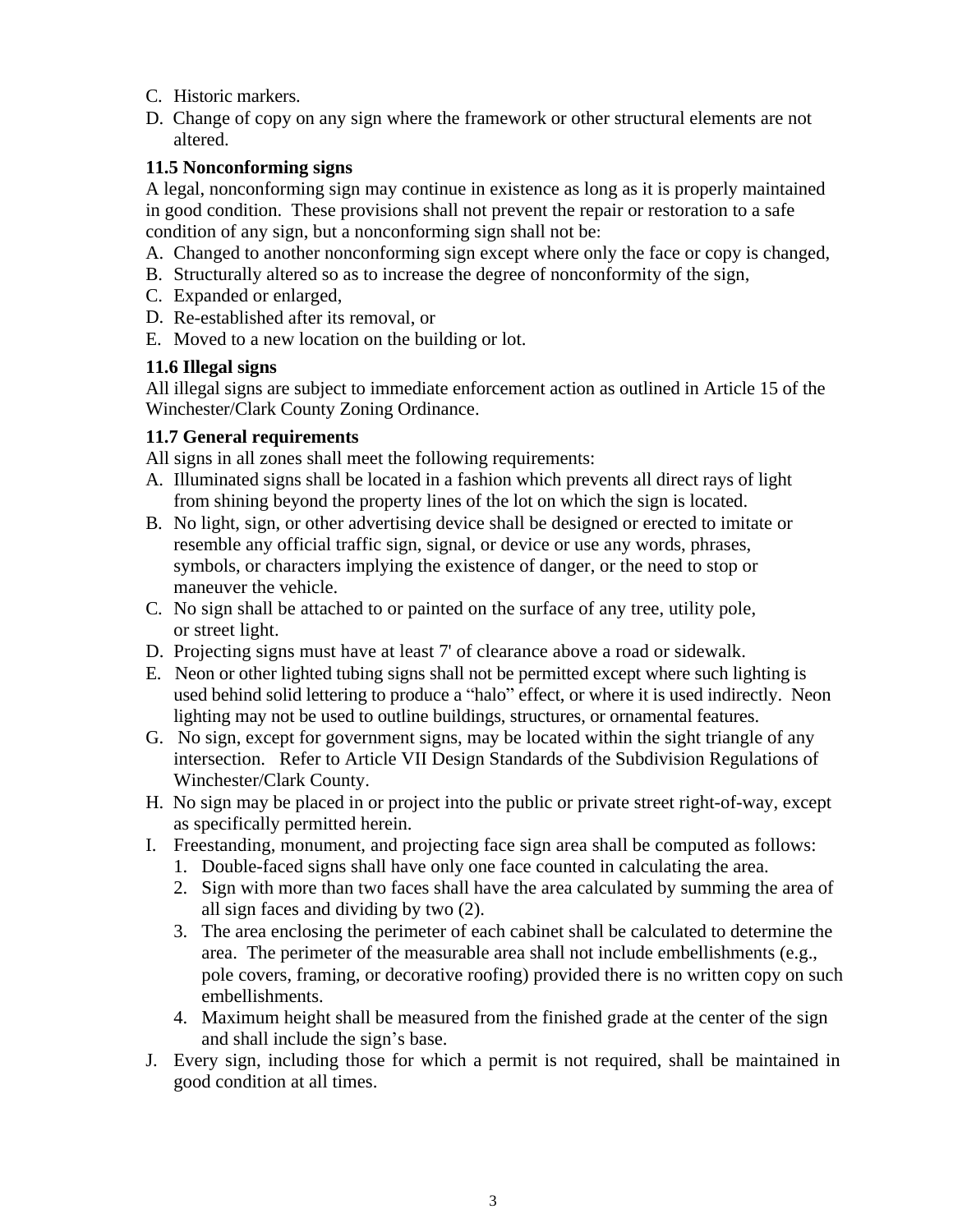C. Historic markers.

D. Change of copy on any sign where the framework or other structural elements are not altered.

### 11.5 Nonconforming signs

A legal, nonconforming sign may continue in existence as long as it is properly maintained in good condition. These provisions shall not prevent the repair or restoration to a safe condition of any sign, but a nonconforming sign shall not be:

A. Changed to another nonconforming sign except where only the face or copy is changed,

B. Structurally altered so as to increase the degree of nonconformity of the sign,

C. Expanded or enlarged,

D. Re-established after its removal, or

E. Moved to a new location on the building or lot.

### 11.6 Illegal signs

All illegal signs are subject to immediate enforcement action as outlined in Article 15 of the Winchester/Clark County Zoning Ordinance.

### 11.7 General requirements

All signs in all zones shall meet the following requirements:

A. Illuminated signs shall be located in a fashion which prevents all direct rays of light from shining beyond the property lines of the lot on which the sign is located.

B. No light, sign, or other advertising device shall be designed or erected to imitate or resemble any official traffic sign, signal, or device or use any words, phrases, symbols, or characters implying the existence of danger, or the need to stop or maneuver the vehicle.

C. No sign shall be attached to or painted on the surface of any tree, utility pole, or street light.

D. Projecting signs must have at least 7' of clearance above a road or sidewalk.

E. Neon or other lighted tubing signs shall not be permitted except where such lighting is used behind solid lettering to produce a "halo" effect, or where it is used indirectly. Neon lighting may not be used to outline buildings, structures, or ornamental features.

G. No sign, except for government signs, may be located within the sight triangle of any intersection. Refer to Article VII Design Standards of the Subdivision Regulations of Winchester/Clark County.

H. No sign may be placed in or project into the public or private street right-of-way, except as specifically permitted herein.

I. Freestanding, monument, and projecting face sign area shall be computed as follows:

   1. Double-faced signs shall have only one face counted in calculating the area.
   2. Sign with more than two faces shall have the area calculated by summing the area of all sign faces and dividing by two (2).
   3. The area enclosing the perimeter of each cabinet shall be calculated to determine the area. The perimeter of the measurable area shall not include embellishments (e.g., pole covers, framing, or decorative roofing) provided there is no written copy on such embellishments.
   4. Maximum height shall be measured from the finished grade at the center of the sign and shall include the sign's base.

J. Every sign, including those for which a permit is not required, shall be maintained in good condition at all times.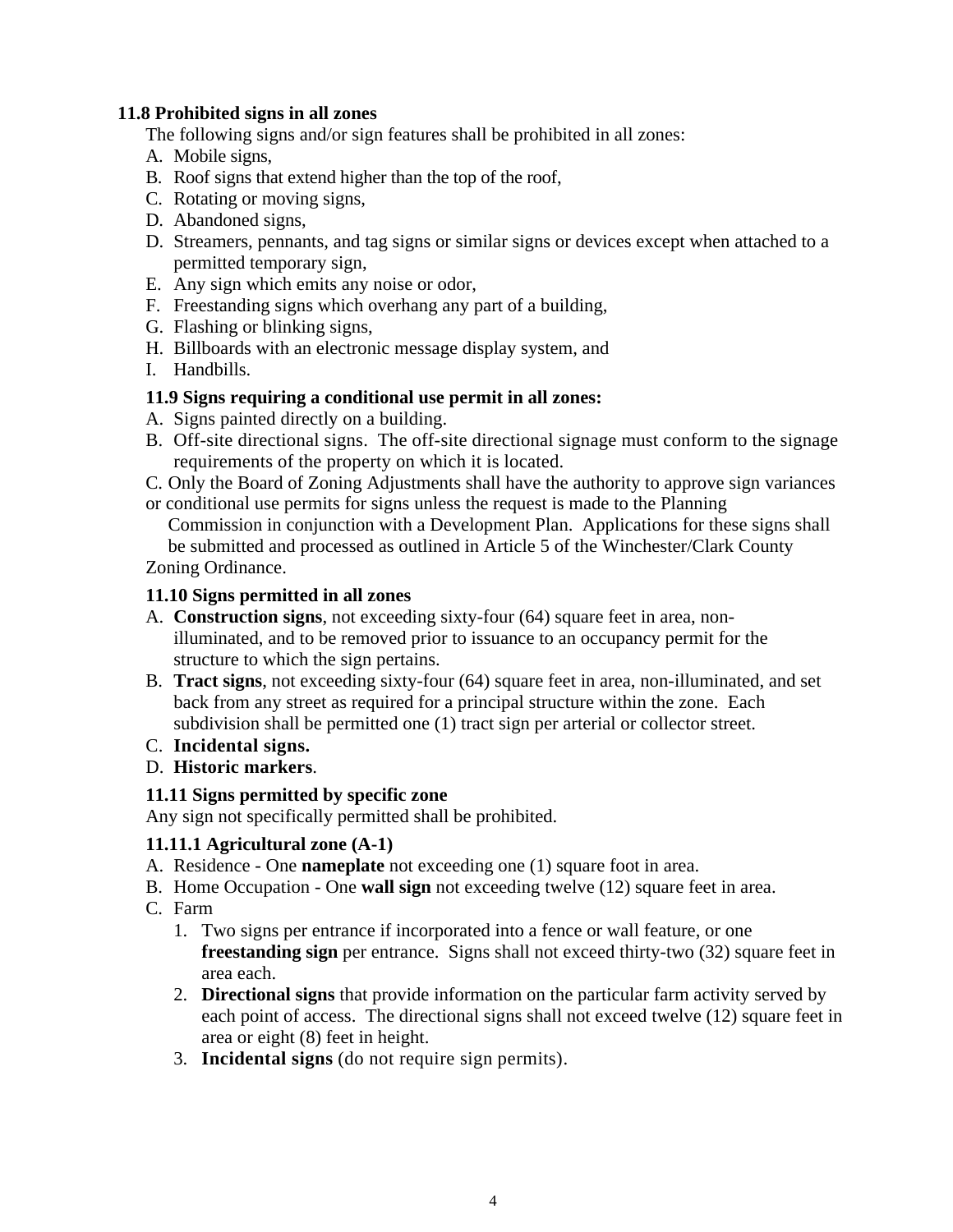**11.8 Prohibited signs in all zones**

The following signs and/or sign features shall be prohibited in all zones:

A. Mobile signs,
B. Roof signs that extend higher than the top of the roof,
C. Rotating or moving signs,
D. Abandoned signs,
D. Streamers, pennants, and tag signs or similar signs or devices except when attached to a permitted temporary sign,
E. Any sign which emits any noise or odor,
F. Freestanding signs which overhang any part of a building,
G. Flashing or blinking signs,
H. Billboards with an electronic message display system, and
I. Handbills.

**11.9 Signs requiring a conditional use permit in all zones:**

A. Signs painted directly on a building.
B. Off-site directional signs. The off-site directional signage must conform to the signage requirements of the property on which it is located.

C. Only the Board of Zoning Adjustments shall have the authority to approve sign variances or conditional use permits for signs unless the request is made to the Planning Commission in conjunction with a Development Plan. Applications for these signs shall be submitted and processed as outlined in Article 5 of the Winchester/Clark County Zoning Ordinance.

**11.10 Signs permitted in all zones**

A. **Construction signs**, not exceeding sixty-four (64) square feet in area, non-illuminated, and to be removed prior to issuance to an occupancy permit for the structure to which the sign pertains.
B. **Tract signs**, not exceeding sixty-four (64) square feet in area, non-illuminated, and set back from any street as required for a principal structure within the zone. Each subdivision shall be permitted one (1) tract sign per arterial or collector street.
C. **Incidental signs.**
D. **Historic markers**.

**11.11 Signs permitted by specific zone**

Any sign not specifically permitted shall be prohibited.

**11.11.1 Agricultural zone (A-1)**

A. Residence - One **nameplate** not exceeding one (1) square foot in area.
B. Home Occupation - One **wall sign** not exceeding twelve (12) square feet in area.
C. Farm
   1. Two signs per entrance if incorporated into a fence or wall feature, or one **freestanding sign** per entrance. Signs shall not exceed thirty-two (32) square feet in area each.
   2. **Directional signs** that provide information on the particular farm activity served by each point of access. The directional signs shall not exceed twelve (12) square feet in area or eight (8) feet in height.
   3. **Incidental signs** (do not require sign permits).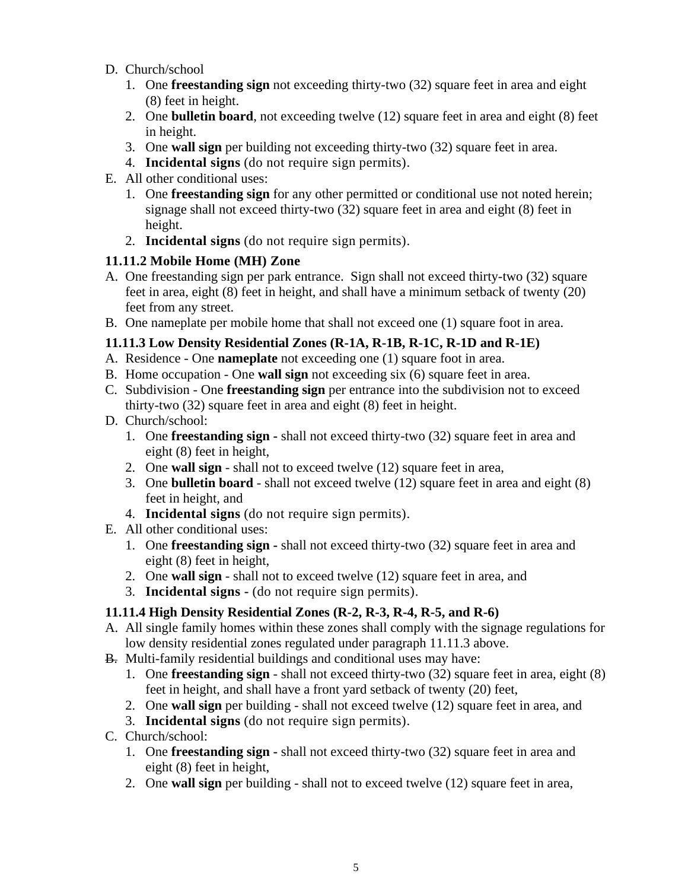D. Church/school
   1. One **freestanding sign** not exceeding thirty-two (32) square feet in area and eight (8) feet in height.
   2. One **bulletin board**, not exceeding twelve (12) square feet in area and eight (8) feet in height.
   3. One **wall sign** per building not exceeding thirty-two (32) square feet in area.
   4. **Incidental signs** (do not require sign permits).

E. All other conditional uses:
   1. One **freestanding sign** for any other permitted or conditional use not noted herein; signage shall not exceed thirty-two (32) square feet in area and eight (8) feet in height.
   2. **Incidental signs** (do not require sign permits).

### 11.11.2 Mobile Home (MH) Zone

A. One freestanding sign per park entrance. Sign shall not exceed thirty-two (32) square feet in area, eight (8) feet in height, and shall have a minimum setback of twenty (20) feet from any street.

B. One nameplate per mobile home that shall not exceed one (1) square foot in area.

### 11.11.3 Low Density Residential Zones (R-1A, R-1B, R-1C, R-1D and R-1E)

A. Residence - One **nameplate** not exceeding one (1) square foot in area.

B. Home occupation - One **wall sign** not exceeding six (6) square feet in area.

C. Subdivision - One **freestanding sign** per entrance into the subdivision not to exceed thirty-two (32) square feet in area and eight (8) feet in height.

D. Church/school:
   1. One **freestanding sign** - shall not exceed thirty-two (32) square feet in area and eight (8) feet in height,
   2. One **wall sign** - shall not to exceed twelve (12) square feet in area,
   3. One **bulletin board** - shall not exceed twelve (12) square feet in area and eight (8) feet in height, and
   4. **Incidental signs** (do not require sign permits).

E. All other conditional uses:
   1. One **freestanding sign** - shall not exceed thirty-two (32) square feet in area and eight (8) feet in height,
   2. One **wall sign** - shall not to exceed twelve (12) square feet in area, and
   3. **Incidental signs** - (do not require sign permits).

### 11.11.4 High Density Residential Zones (R-2, R-3, R-4, R-5, and R-6)

A. All single family homes within these zones shall comply with the signage regulations for low density residential zones regulated under paragraph 11.11.3 above.

B. Multi-family residential buildings and conditional uses may have:
   1. One **freestanding sign** - shall not exceed thirty-two (32) square feet in area, eight (8) feet in height, and shall have a front yard setback of twenty (20) feet,
   2. One **wall sign** per building - shall not exceed twelve (12) square feet in area, and
   3. **Incidental signs** (do not require sign permits).

C. Church/school:
   1. One **freestanding sign** - shall not exceed thirty-two (32) square feet in area and eight (8) feet in height,
   2. One **wall sign** per building - shall not to exceed twelve (12) square feet in area,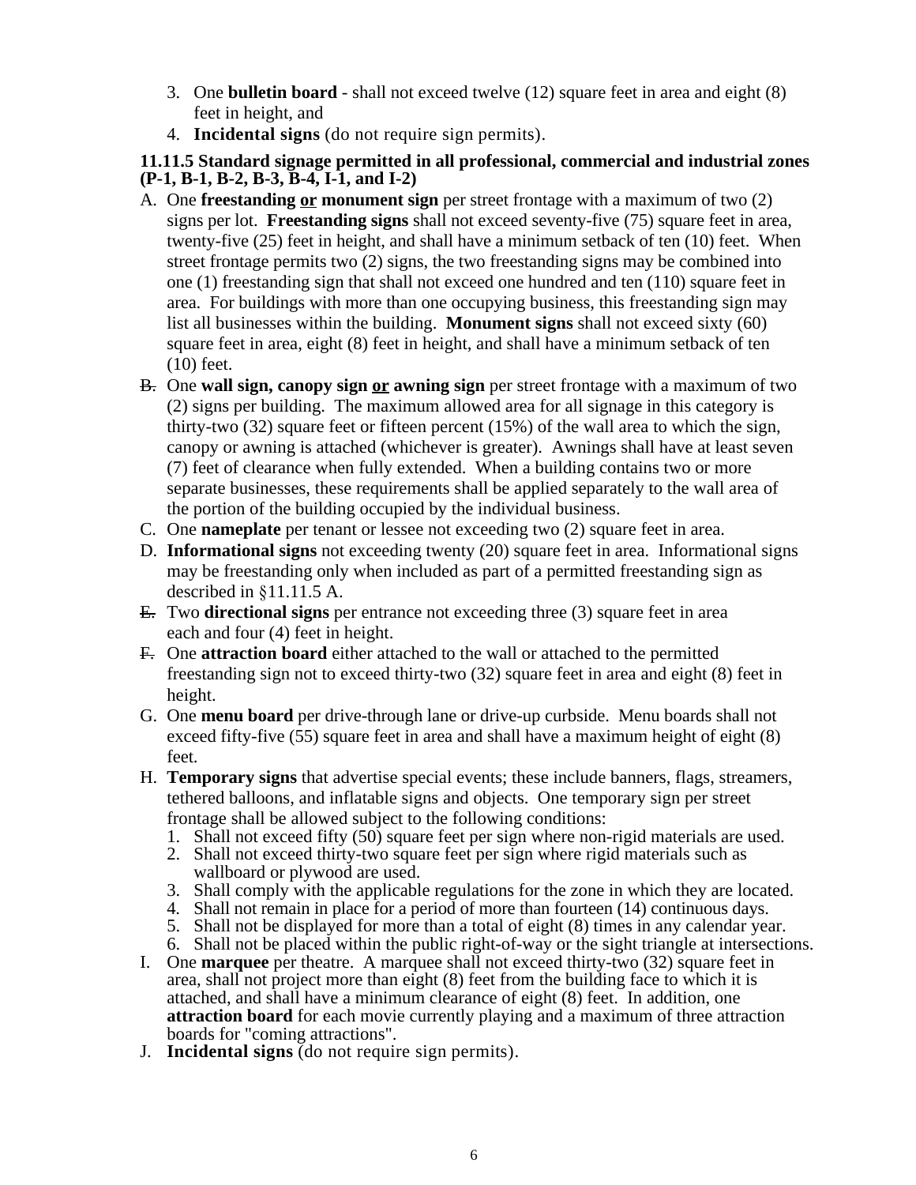3. One **bulletin board** - shall not exceed twelve (12) square feet in area and eight (8) feet in height, and
4. **Incidental signs** (do not require sign permits).

**11.11.5 Standard signage permitted in all professional, commercial and industrial zones (P-1, B-1, B-2, B-3, B-4, I-1, and I-2)**

A. One **freestanding <u>or</u> monument sign** per street frontage with a maximum of two (2) signs per lot. **Freestanding signs** shall not exceed seventy-five (75) square feet in area, twenty-five (25) feet in height, and shall have a minimum setback of ten (10) feet. When street frontage permits two (2) signs, the two freestanding signs may be combined into one (1) freestanding sign that shall not exceed one hundred and ten (110) square feet in area. For buildings with more than one occupying business, this freestanding sign may list all businesses within the building. **Monument signs** shall not exceed sixty (60) square feet in area, eight (8) feet in height, and shall have a minimum setback of ten (10) feet.

B. One **wall sign, canopy sign <u>or</u> awning sign** per street frontage with a maximum of two (2) signs per building. The maximum allowed area for all signage in this category is thirty-two (32) square feet or fifteen percent (15%) of the wall area to which the sign, canopy or awning is attached (whichever is greater). Awnings shall have at least seven (7) feet of clearance when fully extended. When a building contains two or more separate businesses, these requirements shall be applied separately to the wall area of the portion of the building occupied by the individual business.

C. One **nameplate** per tenant or lessee not exceeding two (2) square feet in area.

D. **Informational signs** not exceeding twenty (20) square feet in area. Informational signs may be freestanding only when included as part of a permitted freestanding sign as described in §11.11.5 A.

E. Two **directional signs** per entrance not exceeding three (3) square feet in area each and four (4) feet in height.

F. One **attraction board** either attached to the wall or attached to the permitted freestanding sign not to exceed thirty-two (32) square feet in area and eight (8) feet in height.

G. One **menu board** per drive-through lane or drive-up curbside. Menu boards shall not exceed fifty-five (55) square feet in area and shall have a maximum height of eight (8) feet.

H. **Temporary signs** that advertise special events; these include banners, flags, streamers, tethered balloons, and inflatable signs and objects. One temporary sign per street frontage shall be allowed subject to the following conditions:
   1. Shall not exceed fifty (50) square feet per sign where non-rigid materials are used.
   2. Shall not exceed thirty-two square feet per sign where rigid materials such as wallboard or plywood are used.
   3. Shall comply with the applicable regulations for the zone in which they are located.
   4. Shall not remain in place for a period of more than fourteen (14) continuous days.
   5. Shall not be displayed for more than a total of eight (8) times in any calendar year.
   6. Shall not be placed within the public right-of-way or the sight triangle at intersections.

I. One **marquee** per theatre. A marquee shall not exceed thirty-two (32) square feet in area, shall not project more than eight (8) feet from the building face to which it is attached, and shall have a minimum clearance of eight (8) feet. In addition, one **attraction board** for each movie currently playing and a maximum of three attraction boards for "coming attractions".

J. **Incidental signs** (do not require sign permits).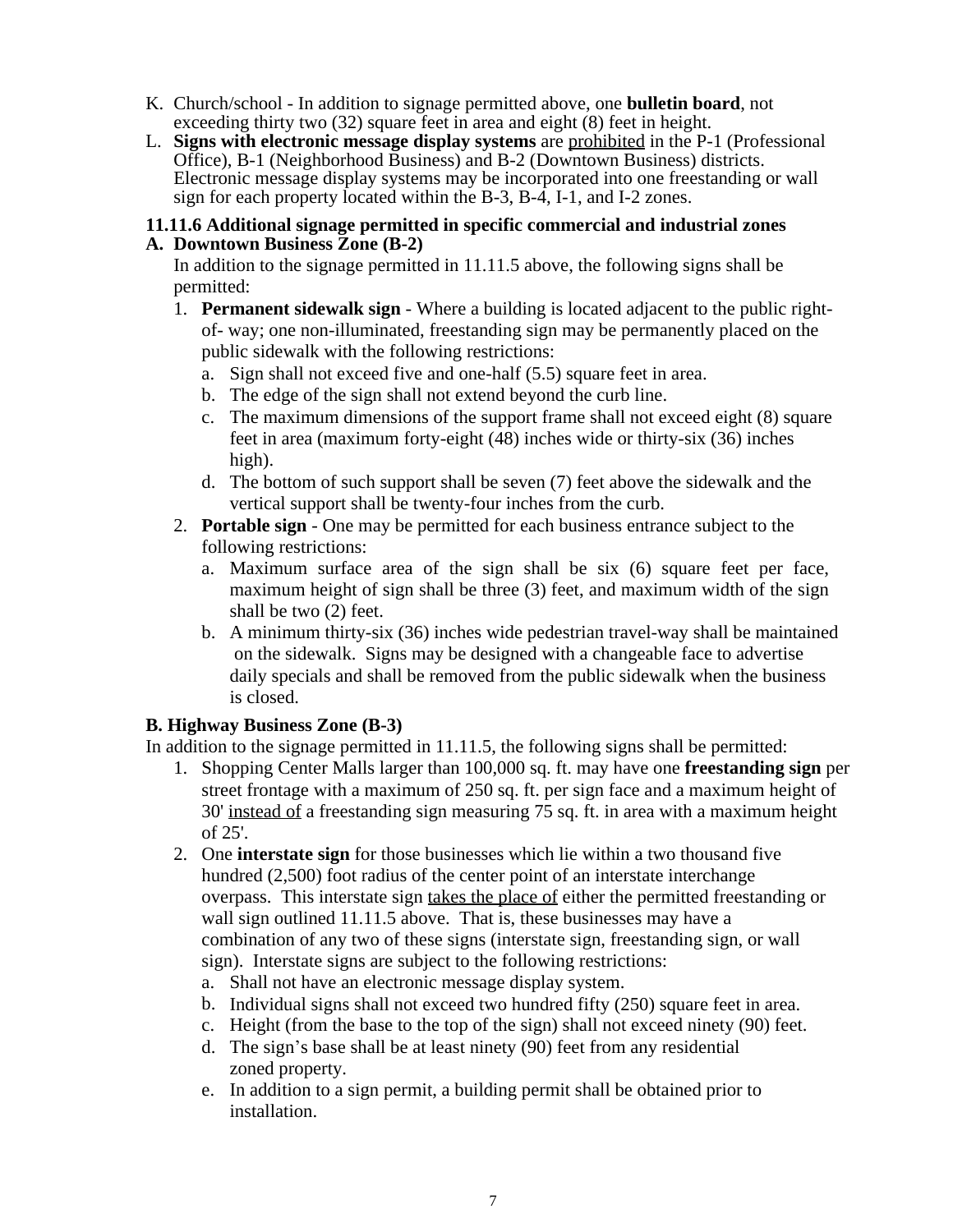K. Church/school - In addition to signage permitted above, one **bulletin board**, not exceeding thirty two (32) square feet in area and eight (8) feet in height.
L. **Signs with electronic message display systems** are <u>prohibited</u> in the P-1 (Professional Office), B-1 (Neighborhood Business) and B-2 (Downtown Business) districts. Electronic message display systems may be incorporated into one freestanding or wall sign for each property located within the B-3, B-4, I-1, and I-2 zones.

### 11.11.6 Additional signage permitted in specific commercial and industrial zones

**A. Downtown Business Zone (B-2)**

In addition to the signage permitted in 11.11.5 above, the following signs shall be permitted:

1. **Permanent sidewalk sign** - Where a building is located adjacent to the public right-of- way; one non-illuminated, freestanding sign may be permanently placed on the public sidewalk with the following restrictions:
   a. Sign shall not exceed five and one-half (5.5) square feet in area.
   b. The edge of the sign shall not extend beyond the curb line.
   c. The maximum dimensions of the support frame shall not exceed eight (8) square feet in area (maximum forty-eight (48) inches wide or thirty-six (36) inches high).
   d. The bottom of such support shall be seven (7) feet above the sidewalk and the vertical support shall be twenty-four inches from the curb.
2. **Portable sign** - One may be permitted for each business entrance subject to the following restrictions:
   a. Maximum surface area of the sign shall be six (6) square feet per face, maximum height of sign shall be three (3) feet, and maximum width of the sign shall be two (2) feet.
   b. A minimum thirty-six (36) inches wide pedestrian travel-way shall be maintained on the sidewalk. Signs may be designed with a changeable face to advertise daily specials and shall be removed from the public sidewalk when the business is closed.

**B. Highway Business Zone (B-3)**

In addition to the signage permitted in 11.11.5, the following signs shall be permitted:

1. Shopping Center Malls larger than 100,000 sq. ft. may have one **freestanding sign** per street frontage with a maximum of 250 sq. ft. per sign face and a maximum height of 30' <u>instead of</u> a freestanding sign measuring 75 sq. ft. in area with a maximum height of 25'.
2. One **interstate sign** for those businesses which lie within a two thousand five hundred (2,500) foot radius of the center point of an interstate interchange overpass. This interstate sign <u>takes the place of</u> either the permitted freestanding or wall sign outlined 11.11.5 above. That is, these businesses may have a combination of any two of these signs (interstate sign, freestanding sign, or wall sign). Interstate signs are subject to the following restrictions:
   a. Shall not have an electronic message display system.
   b. Individual signs shall not exceed two hundred fifty (250) square feet in area.
   c. Height (from the base to the top of the sign) shall not exceed ninety (90) feet.
   d. The sign's base shall be at least ninety (90) feet from any residential zoned property.
   e. In addition to a sign permit, a building permit shall be obtained prior to installation.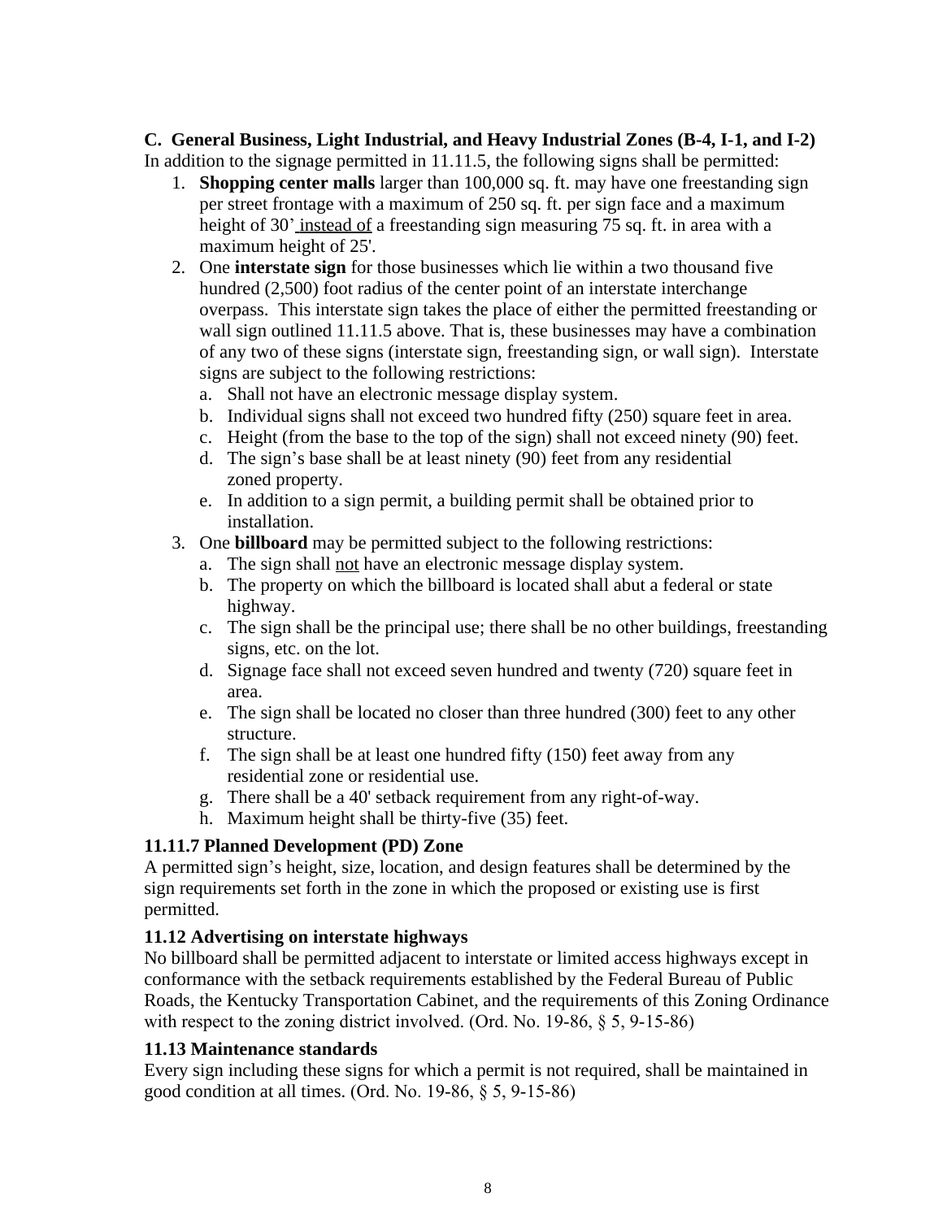**C. General Business, Light Industrial, and Heavy Industrial Zones (B-4, I-1, and I-2)**

In addition to the signage permitted in 11.11.5, the following signs shall be permitted:

1. **Shopping center malls** larger than 100,000 sq. ft. may have one freestanding sign per street frontage with a maximum of 250 sq. ft. per sign face and a maximum height of 30' instead of a freestanding sign measuring 75 sq. ft. in area with a maximum height of 25'.
2. One **interstate sign** for those businesses which lie within a two thousand five hundred (2,500) foot radius of the center point of an interstate interchange overpass. This interstate sign takes the place of either the permitted freestanding or wall sign outlined 11.11.5 above. That is, these businesses may have a combination of any two of these signs (interstate sign, freestanding sign, or wall sign). Interstate signs are subject to the following restrictions:
   a. Shall not have an electronic message display system.
   b. Individual signs shall not exceed two hundred fifty (250) square feet in area.
   c. Height (from the base to the top of the sign) shall not exceed ninety (90) feet.
   d. The sign's base shall be at least ninety (90) feet from any residential zoned property.
   e. In addition to a sign permit, a building permit shall be obtained prior to installation.
3. One **billboard** may be permitted subject to the following restrictions:
   a. The sign shall not have an electronic message display system.
   b. The property on which the billboard is located shall abut a federal or state highway.
   c. The sign shall be the principal use; there shall be no other buildings, freestanding signs, etc. on the lot.
   d. Signage face shall not exceed seven hundred and twenty (720) square feet in area.
   e. The sign shall be located no closer than three hundred (300) feet to any other structure.
   f. The sign shall be at least one hundred fifty (150) feet away from any residential zone or residential use.
   g. There shall be a 40' setback requirement from any right-of-way.
   h. Maximum height shall be thirty-five (35) feet.

### 11.11.7 Planned Development (PD) Zone

A permitted sign's height, size, location, and design features shall be determined by the sign requirements set forth in the zone in which the proposed or existing use is first permitted.

### 11.12 Advertising on interstate highways

No billboard shall be permitted adjacent to interstate or limited access highways except in conformance with the setback requirements established by the Federal Bureau of Public Roads, the Kentucky Transportation Cabinet, and the requirements of this Zoning Ordinance with respect to the zoning district involved. (Ord. No. 19-86, § 5, 9-15-86)

### 11.13 Maintenance standards

Every sign including these signs for which a permit is not required, shall be maintained in good condition at all times. (Ord. No. 19-86, § 5, 9-15-86)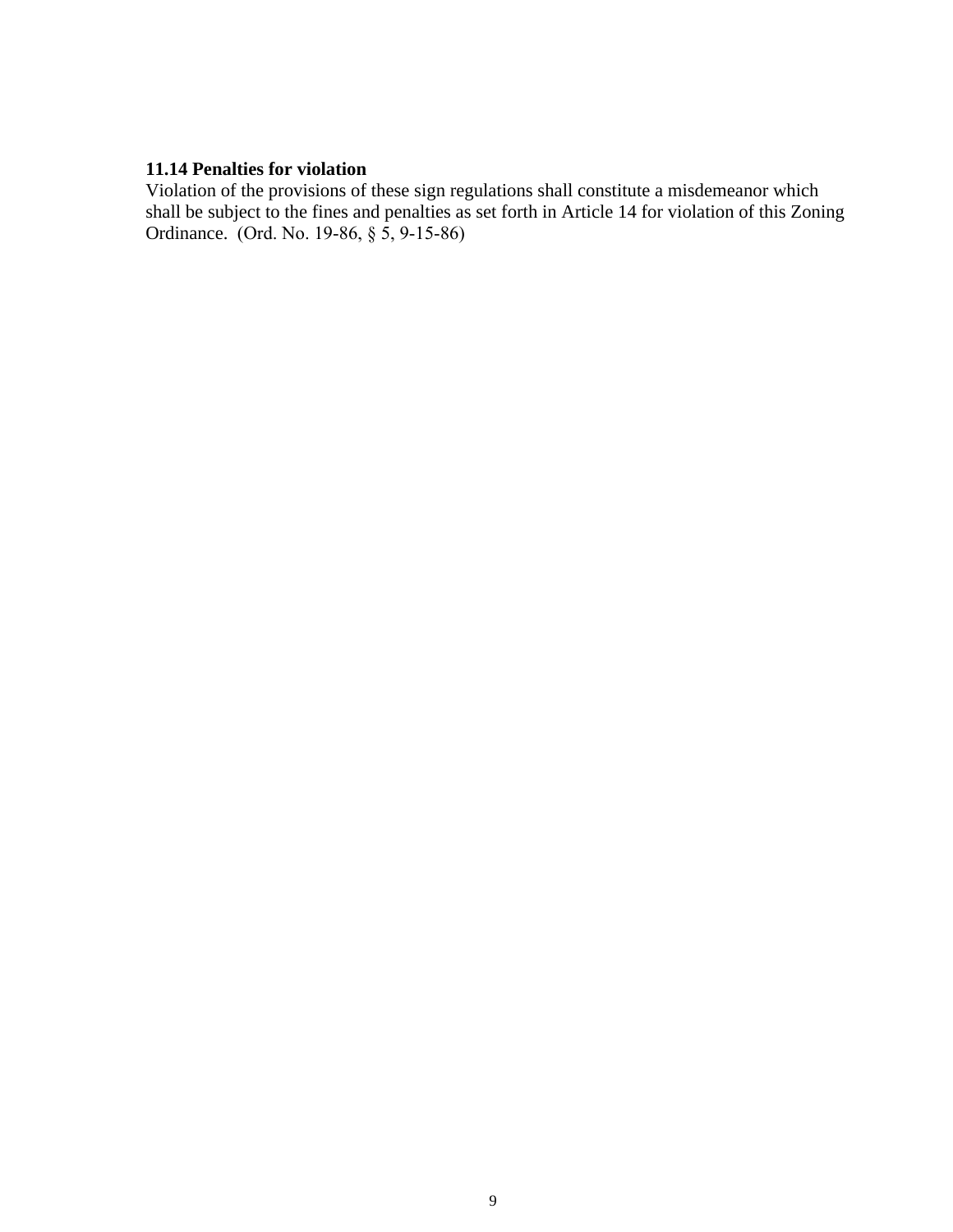**11.14 Penalties for violation**

Violation of the provisions of these sign regulations shall constitute a misdemeanor which shall be subject to the fines and penalties as set forth in Article 14 for violation of this Zoning Ordinance. (Ord. No. 19-86, § 5, 9-15-86)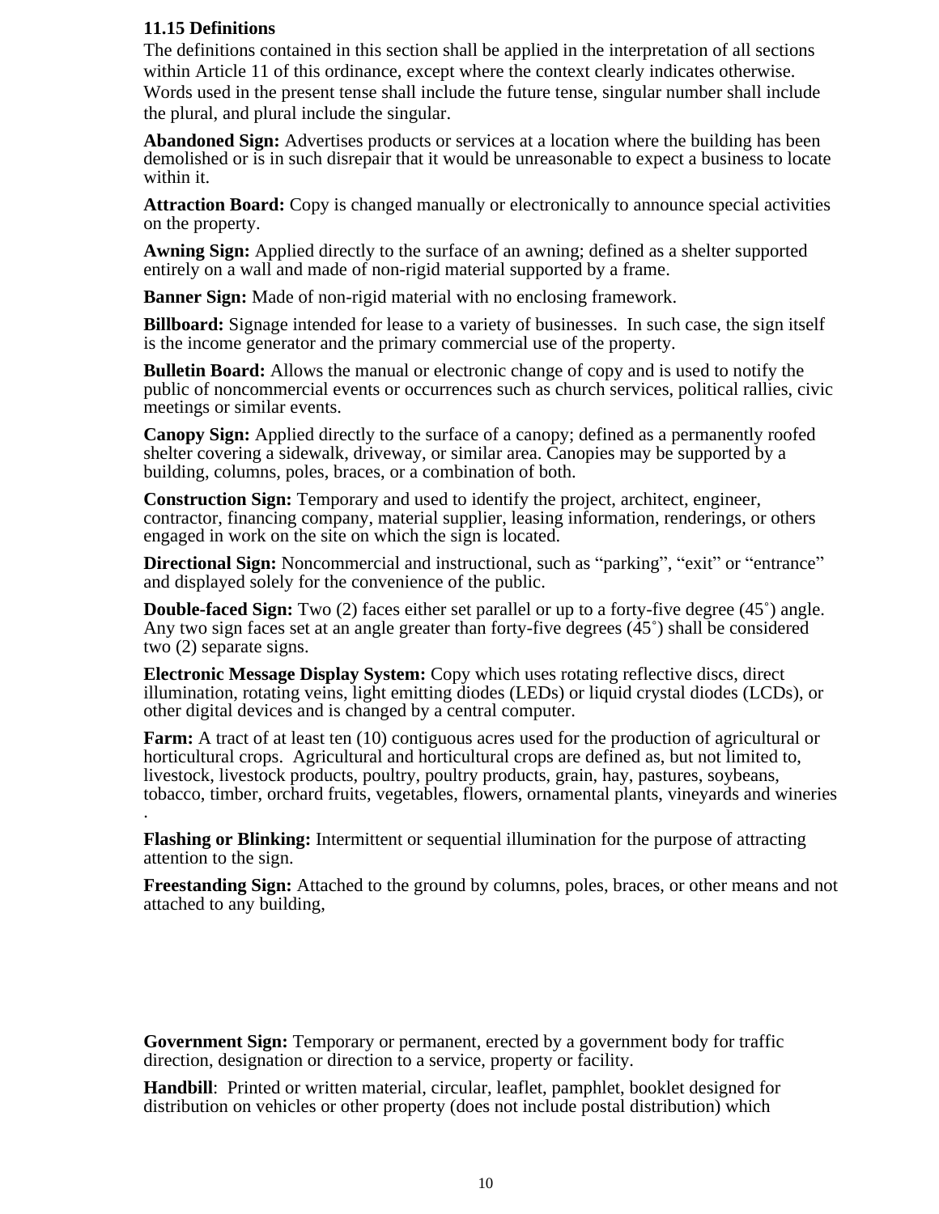**11.15 Definitions**

The definitions contained in this section shall be applied in the interpretation of all sections within Article 11 of this ordinance, except where the context clearly indicates otherwise. Words used in the present tense shall include the future tense, singular number shall include the plural, and plural include the singular.

**Abandoned Sign:** Advertises products or services at a location where the building has been demolished or is in such disrepair that it would be unreasonable to expect a business to locate within it.

**Attraction Board:** Copy is changed manually or electronically to announce special activities on the property.

**Awning Sign:** Applied directly to the surface of an awning; defined as a shelter supported entirely on a wall and made of non-rigid material supported by a frame.

**Banner Sign:** Made of non-rigid material with no enclosing framework.

**Billboard:** Signage intended for lease to a variety of businesses. In such case, the sign itself is the income generator and the primary commercial use of the property.

**Bulletin Board:** Allows the manual or electronic change of copy and is used to notify the public of noncommercial events or occurrences such as church services, political rallies, civic meetings or similar events.

**Canopy Sign:** Applied directly to the surface of a canopy; defined as a permanently roofed shelter covering a sidewalk, driveway, or similar area. Canopies may be supported by a building, columns, poles, braces, or a combination of both.

**Construction Sign:** Temporary and used to identify the project, architect, engineer, contractor, financing company, material supplier, leasing information, renderings, or others engaged in work on the site on which the sign is located.

**Directional Sign:** Noncommercial and instructional, such as "parking", "exit" or "entrance" and displayed solely for the convenience of the public.

**Double-faced Sign:** Two (2) faces either set parallel or up to a forty-five degree (45˚) angle. Any two sign faces set at an angle greater than forty-five degrees (45˚) shall be considered two (2) separate signs.

**Electronic Message Display System:** Copy which uses rotating reflective discs, direct illumination, rotating veins, light emitting diodes (LEDs) or liquid crystal diodes (LCDs), or other digital devices and is changed by a central computer.

**Farm:** A tract of at least ten (10) contiguous acres used for the production of agricultural or horticultural crops. Agricultural and horticultural crops are defined as, but not limited to, livestock, livestock products, poultry, poultry products, grain, hay, pastures, soybeans, tobacco, timber, orchard fruits, vegetables, flowers, ornamental plants, vineyards and wineries .

**Flashing or Blinking:** Intermittent or sequential illumination for the purpose of attracting attention to the sign.

**Freestanding Sign:** Attached to the ground by columns, poles, braces, or other means and not attached to any building,

**Government Sign:** Temporary or permanent, erected by a government body for traffic direction, designation or direction to a service, property or facility.

**Handbill**: Printed or written material, circular, leaflet, pamphlet, booklet designed for distribution on vehicles or other property (does not include postal distribution) which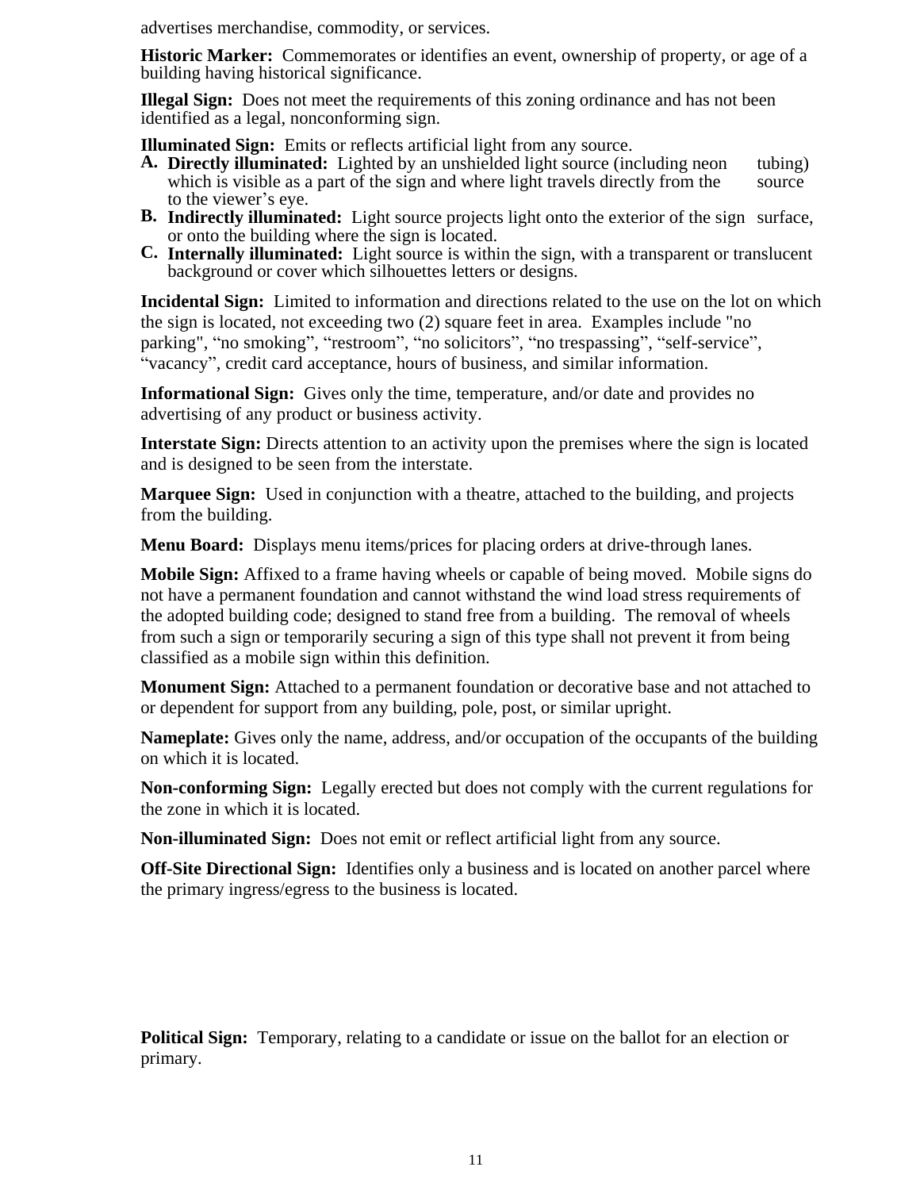advertises merchandise, commodity, or services.

**Historic Marker:** Commemorates or identifies an event, ownership of property, or age of a building having historical significance.

**Illegal Sign:** Does not meet the requirements of this zoning ordinance and has not been identified as a legal, nonconforming sign.

**Illuminated Sign:** Emits or reflects artificial light from any source.

A. **Directly illuminated:** Lighted by an unshielded light source (including neon tubing) which is visible as a part of the sign and where light travels directly from the source to the viewer's eye.
B. **Indirectly illuminated:** Light source projects light onto the exterior of the sign surface, or onto the building where the sign is located.
C. **Internally illuminated:** Light source is within the sign, with a transparent or translucent background or cover which silhouettes letters or designs.

**Incidental Sign:** Limited to information and directions related to the use on the lot on which the sign is located, not exceeding two (2) square feet in area. Examples include "no parking", "no smoking", "restroom", "no solicitors", "no trespassing", "self-service", "vacancy", credit card acceptance, hours of business, and similar information.

**Informational Sign:** Gives only the time, temperature, and/or date and provides no advertising of any product or business activity.

**Interstate Sign:** Directs attention to an activity upon the premises where the sign is located and is designed to be seen from the interstate.

**Marquee Sign:** Used in conjunction with a theatre, attached to the building, and projects from the building.

**Menu Board:** Displays menu items/prices for placing orders at drive-through lanes.

**Mobile Sign:** Affixed to a frame having wheels or capable of being moved. Mobile signs do not have a permanent foundation and cannot withstand the wind load stress requirements of the adopted building code; designed to stand free from a building. The removal of wheels from such a sign or temporarily securing a sign of this type shall not prevent it from being classified as a mobile sign within this definition.

**Monument Sign:** Attached to a permanent foundation or decorative base and not attached to or dependent for support from any building, pole, post, or similar upright.

**Nameplate:** Gives only the name, address, and/or occupation of the occupants of the building on which it is located.

**Non-conforming Sign:** Legally erected but does not comply with the current regulations for the zone in which it is located.

**Non-illuminated Sign:** Does not emit or reflect artificial light from any source.

**Off-Site Directional Sign:** Identifies only a business and is located on another parcel where the primary ingress/egress to the business is located.

**Political Sign:** Temporary, relating to a candidate or issue on the ballot for an election or primary.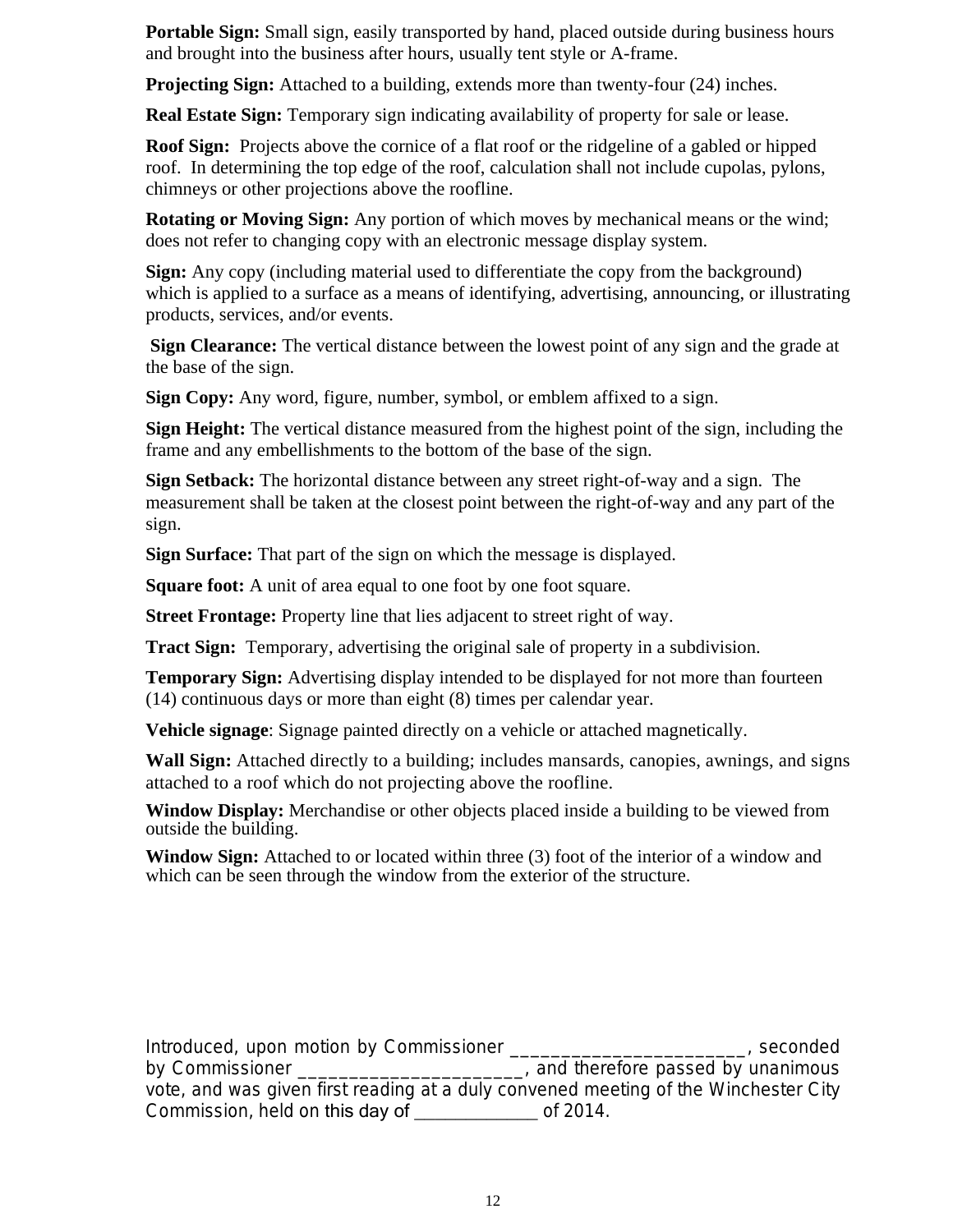**Portable Sign:** Small sign, easily transported by hand, placed outside during business hours and brought into the business after hours, usually tent style or A-frame.

**Projecting Sign:** Attached to a building, extends more than twenty-four (24) inches.

**Real Estate Sign:** Temporary sign indicating availability of property for sale or lease.

**Roof Sign:** Projects above the cornice of a flat roof or the ridgeline of a gabled or hipped roof. In determining the top edge of the roof, calculation shall not include cupolas, pylons, chimneys or other projections above the roofline.

**Rotating or Moving Sign:** Any portion of which moves by mechanical means or the wind; does not refer to changing copy with an electronic message display system.

**Sign:** Any copy (including material used to differentiate the copy from the background) which is applied to a surface as a means of identifying, advertising, announcing, or illustrating products, services, and/or events.

**Sign Clearance:** The vertical distance between the lowest point of any sign and the grade at the base of the sign.

**Sign Copy:** Any word, figure, number, symbol, or emblem affixed to a sign.

**Sign Height:** The vertical distance measured from the highest point of the sign, including the frame and any embellishments to the bottom of the base of the sign.

**Sign Setback:** The horizontal distance between any street right-of-way and a sign. The measurement shall be taken at the closest point between the right-of-way and any part of the sign.

**Sign Surface:** That part of the sign on which the message is displayed.

**Square foot:** A unit of area equal to one foot by one foot square.

**Street Frontage:** Property line that lies adjacent to street right of way.

**Tract Sign:** Temporary, advertising the original sale of property in a subdivision.

**Temporary Sign:** Advertising display intended to be displayed for not more than fourteen (14) continuous days or more than eight (8) times per calendar year.

**Vehicle signage**: Signage painted directly on a vehicle or attached magnetically.

**Wall Sign:** Attached directly to a building; includes mansards, canopies, awnings, and signs attached to a roof which do not projecting above the roofline.

**Window Display:** Merchandise or other objects placed inside a building to be viewed from outside the building.

**Window Sign:** Attached to or located within three (3) foot of the interior of a window and which can be seen through the window from the exterior of the structure.

Introduced, upon motion by Commissioner ________________________, seconded by Commissioner ______________________, and therefore passed by unanimous vote, and was given first reading at a duly convened meeting of the Winchester City Commission, held on this day of _____________ of 2014.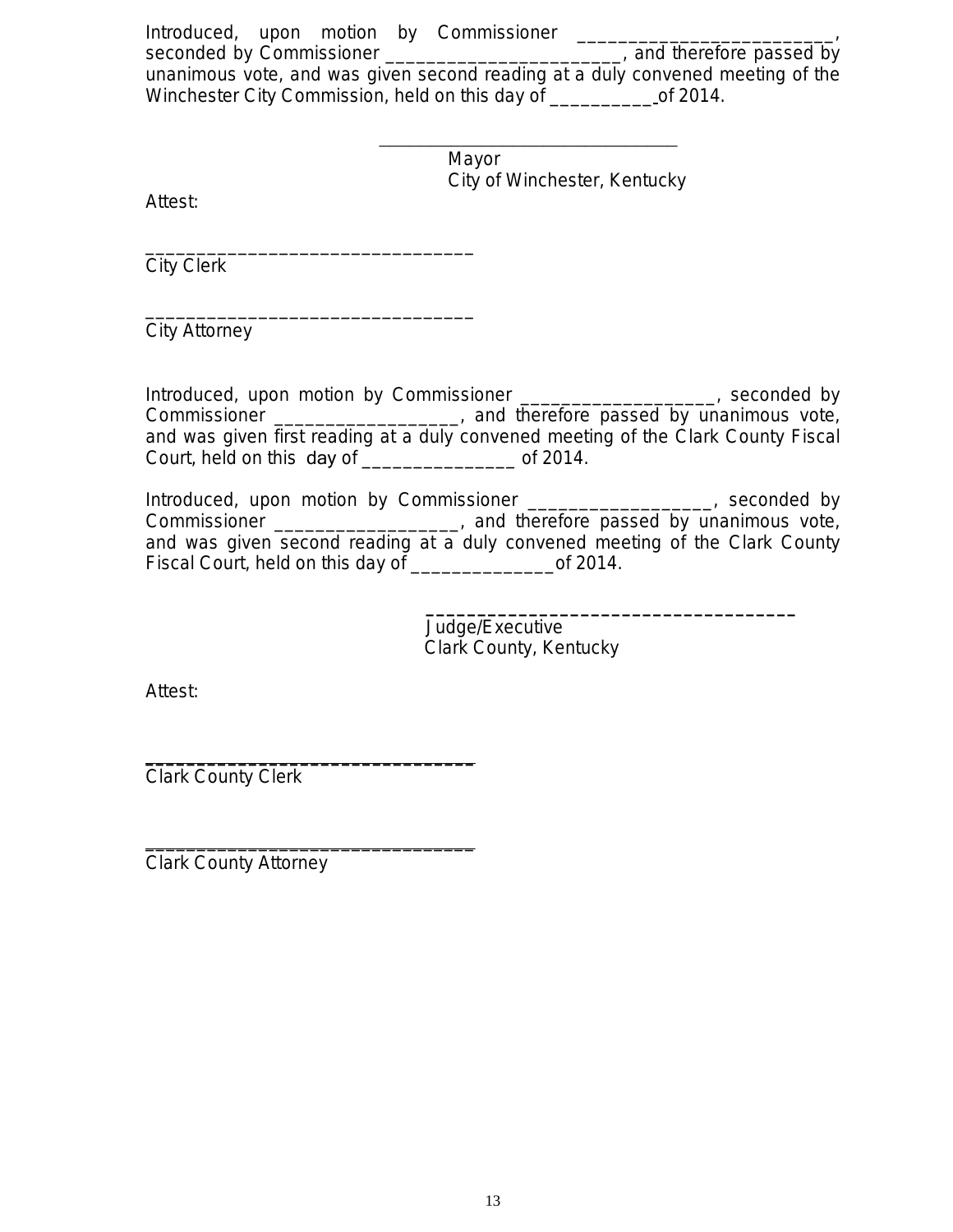Introduced, upon motion by Commissioner __________________________, seconded by Commissioner ________________________, and therefore passed by unanimous vote, and was given second reading at a duly convened meeting of the Winchester City Commission, held on this day of __________ of 2014.

_________________________________
Mayor
City of Winchester, Kentucky

Attest:

_________________________________
City Clerk

_________________________________
City Attorney

Introduced, upon motion by Commissioner ___________________, seconded by Commissioner __________________, and therefore passed by unanimous vote, and was given first reading at a duly convened meeting of the Clark County Fiscal Court, held on this day of _______________ of 2014.

Introduced, upon motion by Commissioner __________________, seconded by Commissioner __________________, and therefore passed by unanimous vote, and was given second reading at a duly convened meeting of the Clark County Fiscal Court, held on this day of ______________ of 2014.

_____________________________________
Judge/Executive
Clark County, Kentucky

Attest:

_________________________________
Clark County Clerk

_________________________________
Clark County Attorney